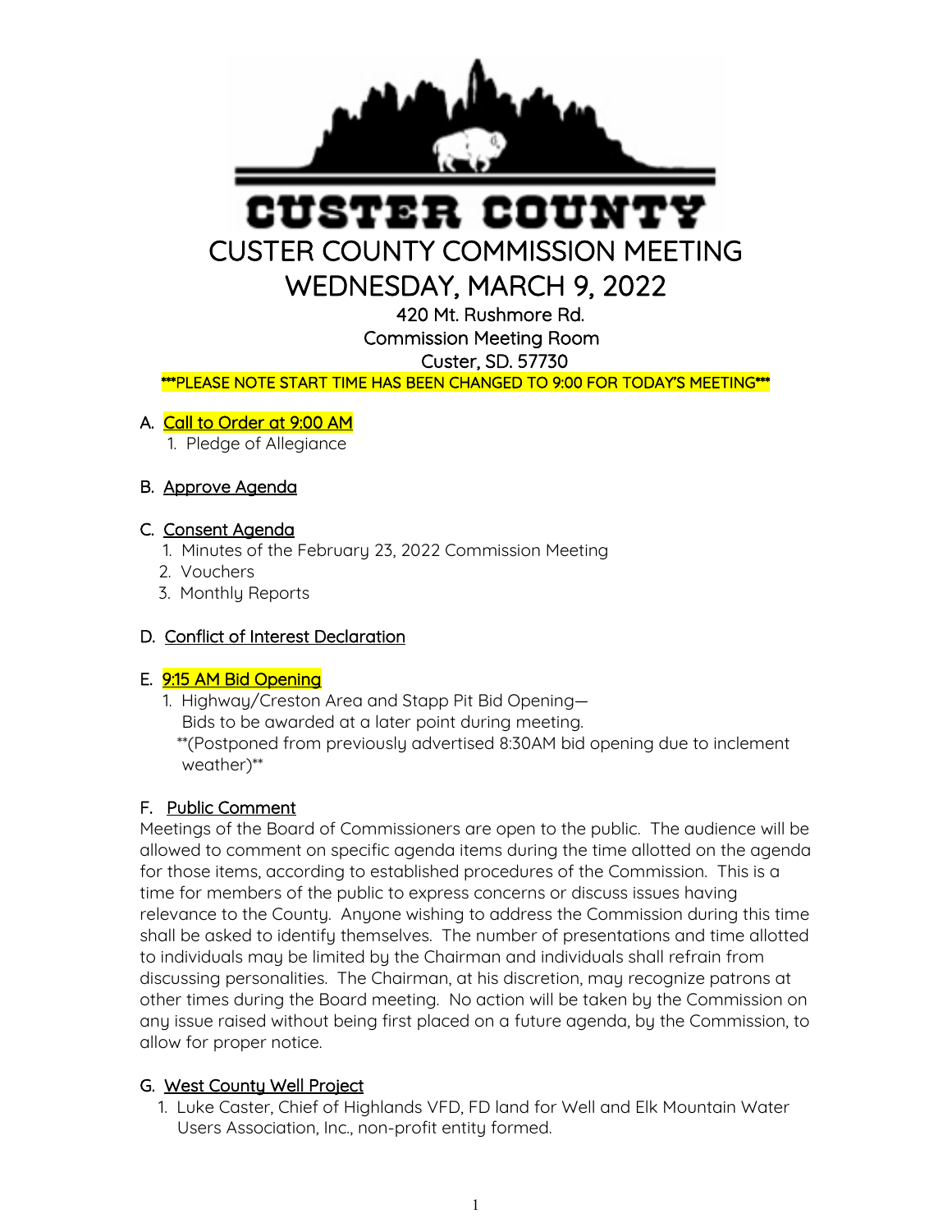# CUSTER COUNTY

# CUSTER COUNTY COMMISSION MEETING
# WEDNESDAY, MARCH 9, 2022

420 Mt. Rushmore Rd.
Commission Meeting Room
Custer, SD. 57730

***PLEASE NOTE START TIME HAS BEEN CHANGED TO 9:00 FOR TODAY'S MEETING***

A. Call to Order at 9:00 AM
   1. Pledge of Allegiance

B. Approve Agenda

C. Consent Agenda
   1. Minutes of the February 23, 2022 Commission Meeting
   2. Vouchers
   3. Monthly Reports

D. Conflict of Interest Declaration

E. 9:15 AM Bid Opening
   1. Highway/Creston Area and Stapp Pit Bid Opening— Bids to be awarded at a later point during meeting.
      **(Postponed from previously advertised 8:30AM bid opening due to inclement weather)**

F. Public Comment

Meetings of the Board of Commissioners are open to the public. The audience will be allowed to comment on specific agenda items during the time allotted on the agenda for those items, according to established procedures of the Commission. This is a time for members of the public to express concerns or discuss issues having relevance to the County. Anyone wishing to address the Commission during this time shall be asked to identify themselves. The number of presentations and time allotted to individuals may be limited by the Chairman and individuals shall refrain from discussing personalities. The Chairman, at his discretion, may recognize patrons at other times during the Board meeting. No action will be taken by the Commission on any issue raised without being first placed on a future agenda, by the Commission, to allow for proper notice.

G. West County Well Project
   1. Luke Caster, Chief of Highlands VFD, FD land for Well and Elk Mountain Water Users Association, Inc., non-profit entity formed.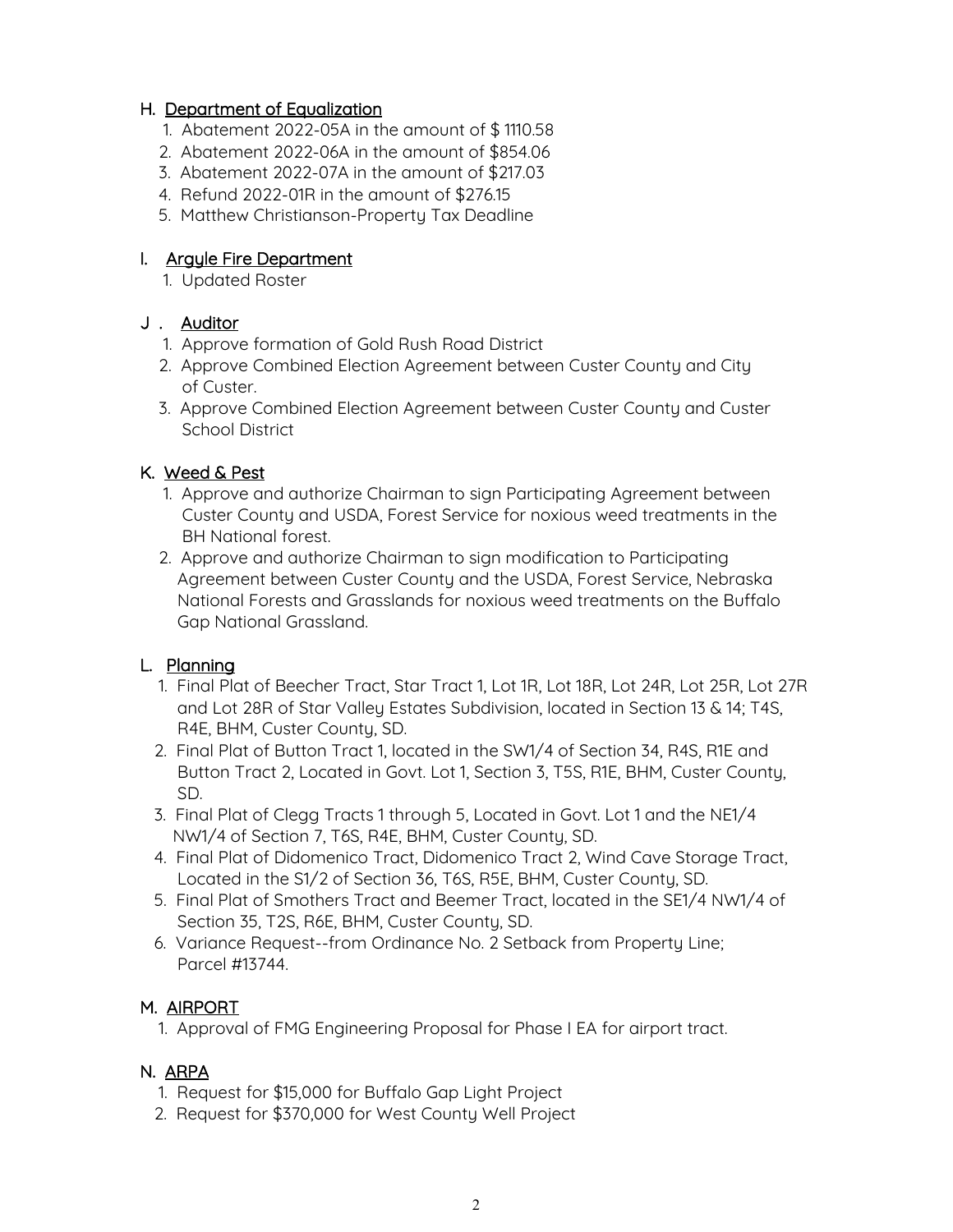## H. Department of Equalization

1. Abatement 2022-05A in the amount of $ 1110.58
2. Abatement 2022-06A in the amount of $854.06
3. Abatement 2022-07A in the amount of $217.03
4. Refund 2022-01R in the amount of $276.15
5. Matthew Christianson-Property Tax Deadline

## I. Argyle Fire Department

1. Updated Roster

## J . Auditor

1. Approve formation of Gold Rush Road District
2. Approve Combined Election Agreement between Custer County and City of Custer.
3. Approve Combined Election Agreement between Custer County and Custer School District

## K. Weed & Pest

1. Approve and authorize Chairman to sign Participating Agreement between Custer County and USDA, Forest Service for noxious weed treatments in the BH National forest.
2. Approve and authorize Chairman to sign modification to Participating Agreement between Custer County and the USDA, Forest Service, Nebraska National Forests and Grasslands for noxious weed treatments on the Buffalo Gap National Grassland.

## L. Planning

1. Final Plat of Beecher Tract, Star Tract 1, Lot 1R, Lot 18R, Lot 24R, Lot 25R, Lot 27R and Lot 28R of Star Valley Estates Subdivision, located in Section 13 & 14; T4S, R4E, BHM, Custer County, SD.
2. Final Plat of Button Tract 1, located in the SW1/4 of Section 34, R4S, R1E and Button Tract 2, Located in Govt. Lot 1, Section 3, T5S, R1E, BHM, Custer County, SD.
3. Final Plat of Clegg Tracts 1 through 5, Located in Govt. Lot 1 and the NE1/4 NW1/4 of Section 7, T6S, R4E, BHM, Custer County, SD.
4. Final Plat of Didomenico Tract, Didomenico Tract 2, Wind Cave Storage Tract, Located in the S1/2 of Section 36, T6S, R5E, BHM, Custer County, SD.
5. Final Plat of Smothers Tract and Beemer Tract, located in the SE1/4 NW1/4 of Section 35, T2S, R6E, BHM, Custer County, SD.
6. Variance Request--from Ordinance No. 2 Setback from Property Line; Parcel #13744.

## M. AIRPORT

1. Approval of FMG Engineering Proposal for Phase I EA for airport tract.

## N. ARPA

1. Request for $15,000 for Buffalo Gap Light Project
2. Request for $370,000 for West County Well Project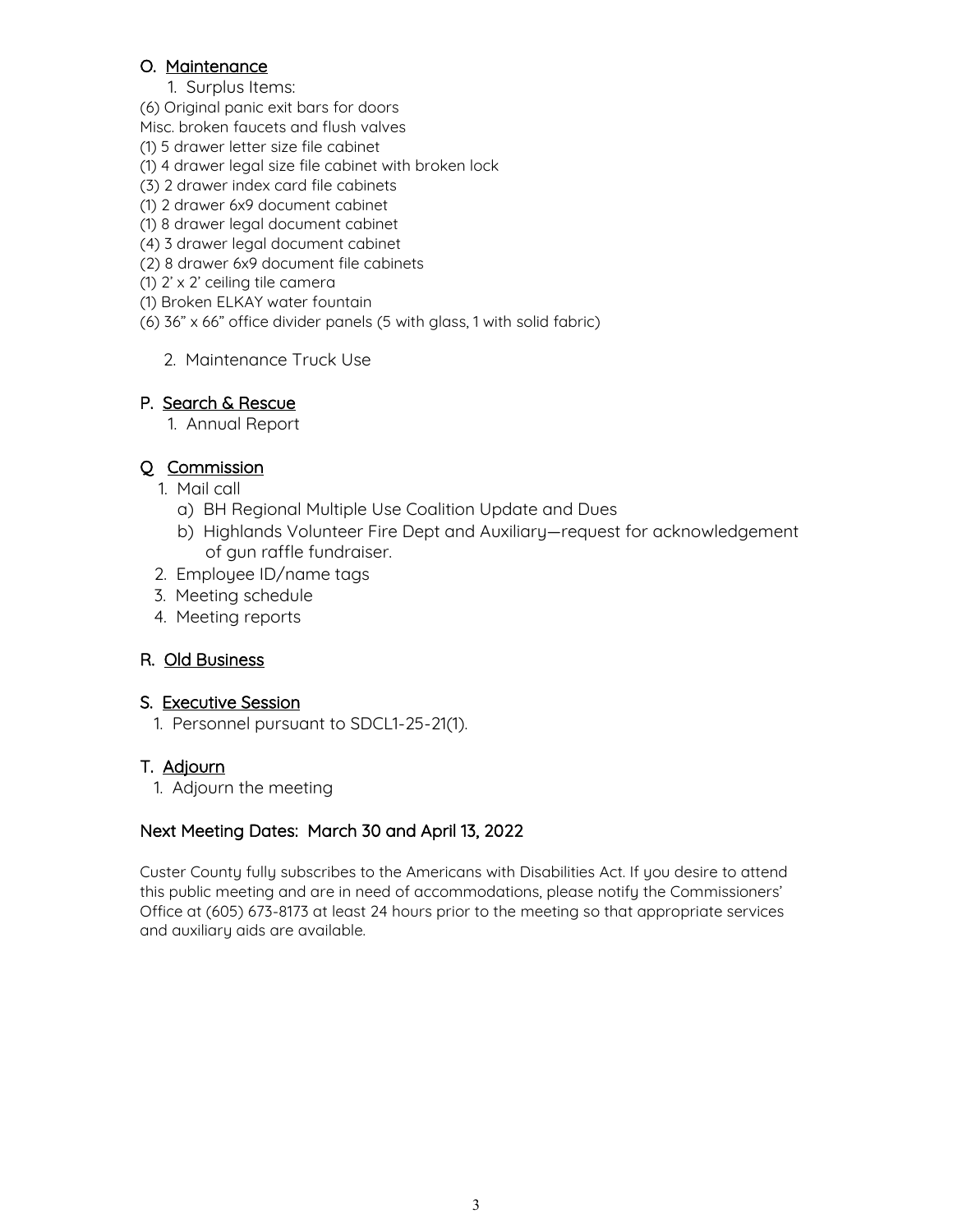## O. Maintenance

1. Surplus Items:

(6) Original panic exit bars for doors
Misc. broken faucets and flush valves
(1) 5 drawer letter size file cabinet
(1) 4 drawer legal size file cabinet with broken lock
(3) 2 drawer index card file cabinets
(1) 2 drawer 6x9 document cabinet
(1) 8 drawer legal document cabinet
(4) 3 drawer legal document cabinet
(2) 8 drawer 6x9 document file cabinets
(1) 2' x 2' ceiling tile camera
(1) Broken ELKAY water fountain
(6) 36" x 66" office divider panels (5 with glass, 1 with solid fabric)

2. Maintenance Truck Use

## P. Search & Rescue

1. Annual Report

## Q Commission

1. Mail call
   a) BH Regional Multiple Use Coalition Update and Dues
   b) Highlands Volunteer Fire Dept and Auxiliary—request for acknowledgement of gun raffle fundraiser.
2. Employee ID/name tags
3. Meeting schedule
4. Meeting reports

## R. Old Business

## S. Executive Session

1. Personnel pursuant to SDCL1-25-21(1).

## T. Adjourn

1. Adjourn the meeting

## Next Meeting Dates: March 30 and April 13, 2022

Custer County fully subscribes to the Americans with Disabilities Act. If you desire to attend this public meeting and are in need of accommodations, please notify the Commissioners' Office at (605) 673-8173 at least 24 hours prior to the meeting so that appropriate services and auxiliary aids are available.